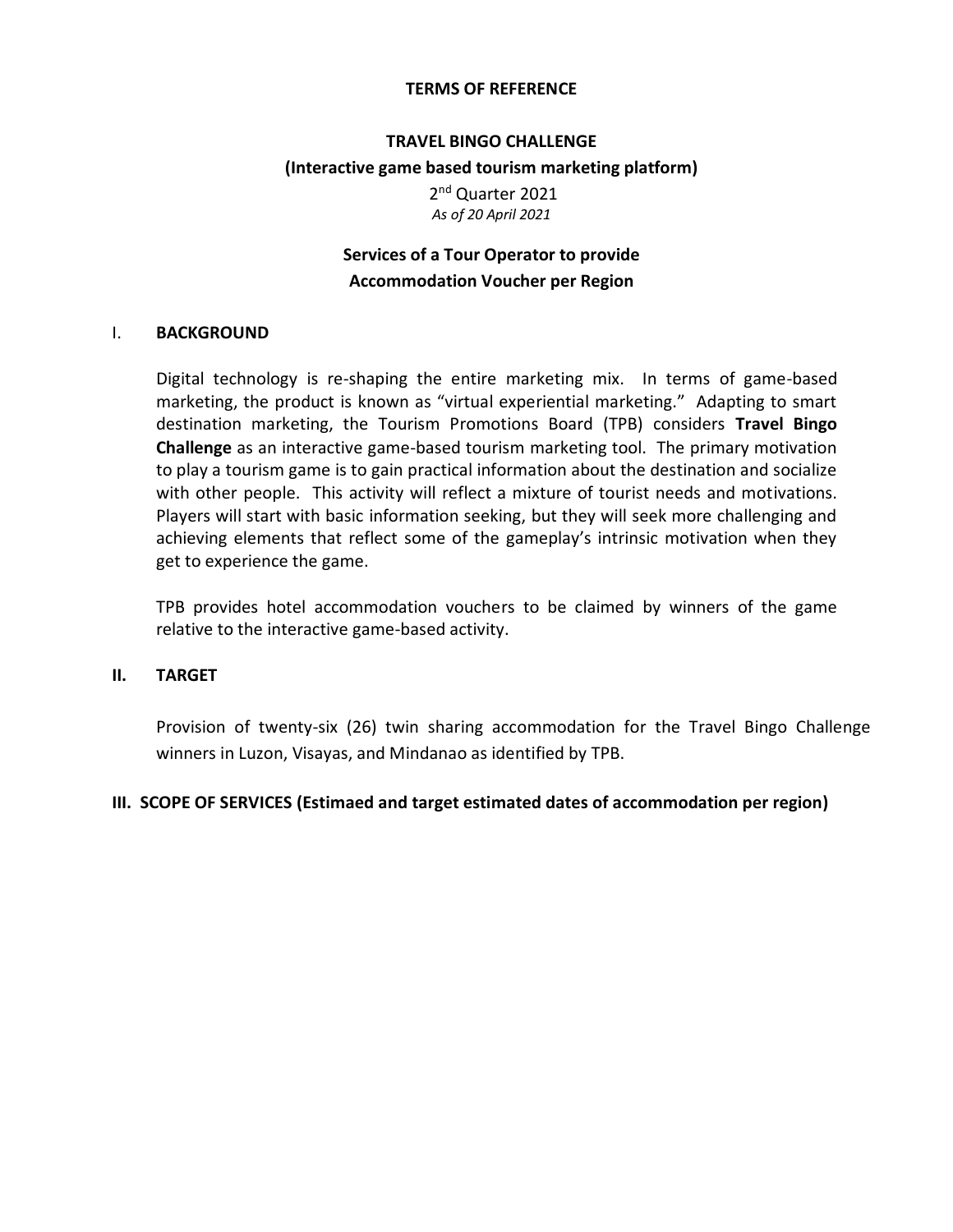**TERMS OF REFERENCE**

# TRAVEL BINGO CHALLENGE

## (Interactive game based tourism marketing platform)

2nd Quarter 2021

*As of 20 April 2021*

## Services of a Tour Operator to provide Accommodation Voucher per Region

## I. BACKGROUND

Digital technology is re-shaping the entire marketing mix. In terms of game-based marketing, the product is known as "virtual experiential marketing." Adapting to smart destination marketing, the Tourism Promotions Board (TPB) considers **Travel Bingo Challenge** as an interactive game-based tourism marketing tool. The primary motivation to play a tourism game is to gain practical information about the destination and socialize with other people. This activity will reflect a mixture of tourist needs and motivations. Players will start with basic information seeking, but they will seek more challenging and achieving elements that reflect some of the gameplay's intrinsic motivation when they get to experience the game.

TPB provides hotel accommodation vouchers to be claimed by winners of the game relative to the interactive game-based activity.

## II. TARGET

Provision of twenty-six (26) twin sharing accommodation for the Travel Bingo Challenge winners in Luzon, Visayas, and Mindanao as identified by TPB.

## III. SCOPE OF SERVICES (Estimaed and target estimated dates of accommodation per region)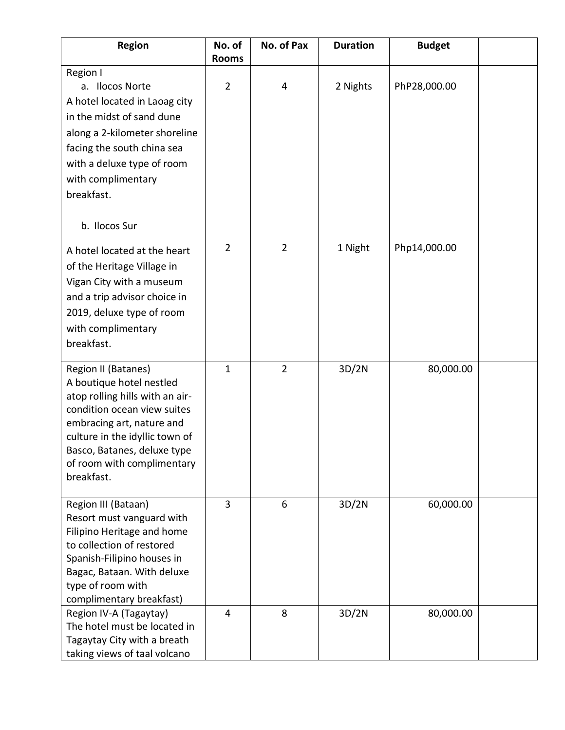| Region | No. of Rooms | No. of Pax | Duration | Budget | |
|---|---|---|---|---|---|
| Region I<br>a. Ilocos Norte<br>A hotel located in Laoag city in the midst of sand dune along a 2-kilometer shoreline facing the south china sea with a deluxe type of room with complimentary breakfast. | 2 | 4 | 2 Nights | PhP28,000.00 | |
| b. Ilocos Sur<br>A hotel located at the heart of the Heritage Village in Vigan City with a museum and a trip advisor choice in 2019, deluxe type of room with complimentary breakfast. | 2 | 2 | 1 Night | Php14,000.00 | |
| Region II (Batanes)<br>A boutique hotel nestled atop rolling hills with an air-condition ocean view suites embracing art, nature and culture in the idyllic town of Basco, Batanes, deluxe type of room with complimentary breakfast. | 1 | 2 | 3D/2N | 80,000.00 | |
| Region III (Bataan)<br>Resort must vanguard with Filipino Heritage and home to collection of restored Spanish-Filipino houses in Bagac, Bataan. With deluxe type of room with complimentary breakfast) | 3 | 6 | 3D/2N | 60,000.00 | |
| Region IV-A (Tagaytay)<br>The hotel must be located in Tagaytay City with a breath taking views of taal volcano | 4 | 8 | 3D/2N | 80,000.00 | |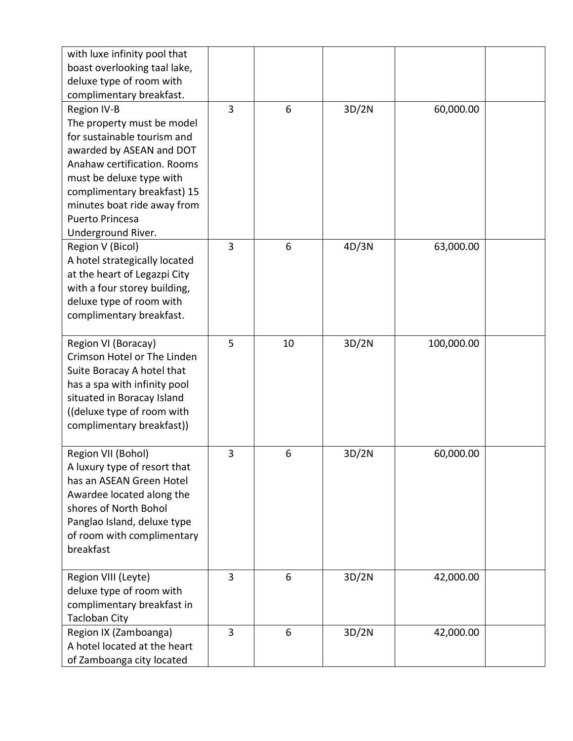|  |  |  |  |  |  |
|---|---|---|---|---|---|
| with luxe infinity pool that boast overlooking taal lake, deluxe type of room with complimentary breakfast. |  |  |  |  |  |
| Region IV-B<br>The property must be model for sustainable tourism and awarded by ASEAN and DOT Anahaw certification. Rooms must be deluxe type with complimentary breakfast) 15 minutes boat ride away from Puerto Princesa Underground River. | 3 | 6 | 3D/2N | 60,000.00 |  |
| Region V (Bicol)<br>A hotel strategically located at the heart of Legazpi City with a four storey building, deluxe type of room with complimentary breakfast. | 3 | 6 | 4D/3N | 63,000.00 |  |
| Region VI (Boracay)<br>Crimson Hotel or The Linden Suite Boracay A hotel that has a spa with infinity pool situated in Boracay Island ((deluxe type of room with complimentary breakfast)) | 5 | 10 | 3D/2N | 100,000.00 |  |
| Region VII (Bohol)<br>A luxury type of resort that has an ASEAN Green Hotel Awardee located along the shores of North Bohol Panglao Island, deluxe type of room with complimentary breakfast | 3 | 6 | 3D/2N | 60,000.00 |  |
| Region VIII (Leyte)<br>deluxe type of room with complimentary breakfast in Tacloban City | 3 | 6 | 3D/2N | 42,000.00 |  |
| Region IX (Zamboanga)<br>A hotel located at the heart of Zamboanga city located | 3 | 6 | 3D/2N | 42,000.00 |  |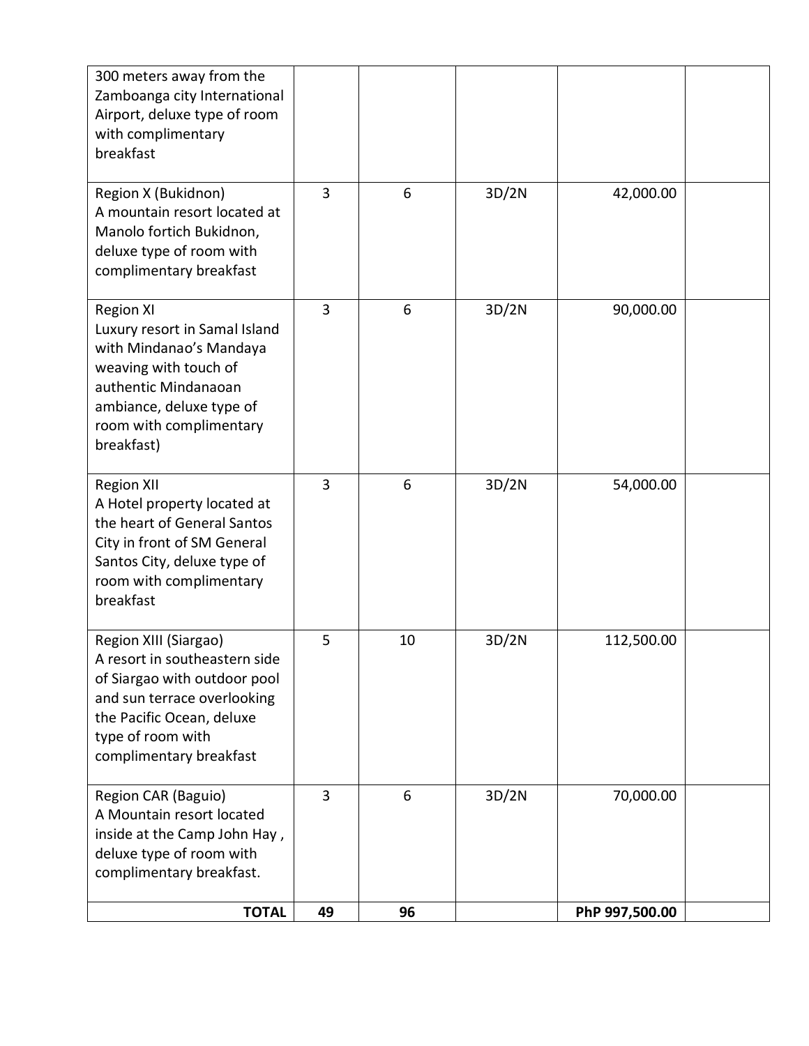| | | | | | |
|---|---|---|---|---|---|
| 300 meters away from the Zamboanga city International Airport, deluxe type of room with complimentary breakfast | | | | | |
| Region X (Bukidnon) A mountain resort located at Manolo fortich Bukidnon, deluxe type of room with complimentary breakfast | 3 | 6 | 3D/2N | 42,000.00 | |
| Region XI Luxury resort in Samal Island with Mindanao's Mandaya weaving with touch of authentic Mindanaoan ambiance, deluxe type of room with complimentary breakfast) | 3 | 6 | 3D/2N | 90,000.00 | |
| Region XII A Hotel property located at the heart of General Santos City in front of SM General Santos City, deluxe type of room with complimentary breakfast | 3 | 6 | 3D/2N | 54,000.00 | |
| Region XIII (Siargao) A resort in southeastern side of Siargao with outdoor pool and sun terrace overlooking the Pacific Ocean, deluxe type of room with complimentary breakfast | 5 | 10 | 3D/2N | 112,500.00 | |
| Region CAR (Baguio) A Mountain resort located inside at the Camp John Hay , deluxe type of room with complimentary breakfast. | 3 | 6 | 3D/2N | 70,000.00 | |
| **TOTAL** | **49** | **96** | | **PhP 997,500.00** | |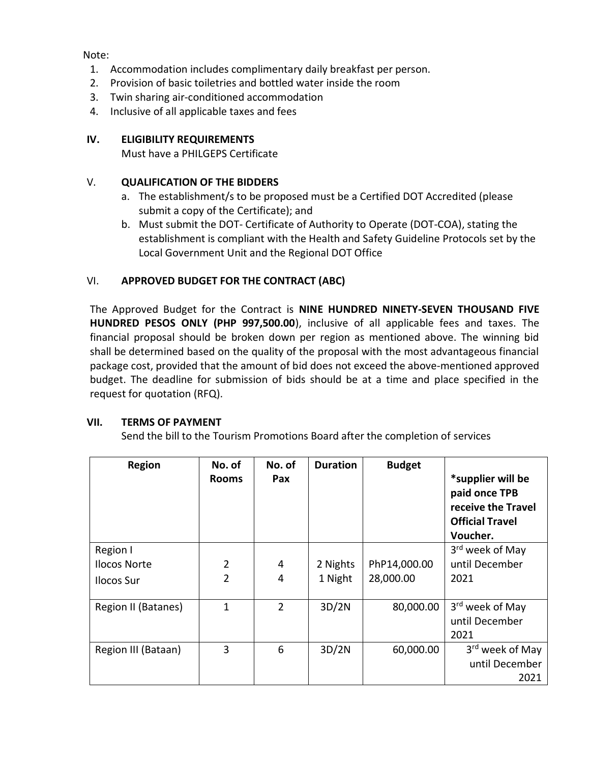Note:

1. Accommodation includes complimentary daily breakfast per person.
2. Provision of basic toiletries and bottled water inside the room
3. Twin sharing air-conditioned accommodation
4. Inclusive of all applicable taxes and fees

## IV. ELIGIBILITY REQUIREMENTS

Must have a PHILGEPS Certificate

## V. QUALIFICATION OF THE BIDDERS

a. The establishment/s to be proposed must be a Certified DOT Accredited (please submit a copy of the Certificate); and
b. Must submit the DOT- Certificate of Authority to Operate (DOT-COA), stating the establishment is compliant with the Health and Safety Guideline Protocols set by the Local Government Unit and the Regional DOT Office

## VI. APPROVED BUDGET FOR THE CONTRACT (ABC)

The Approved Budget for the Contract is **NINE HUNDRED NINETY-SEVEN THOUSAND FIVE HUNDRED PESOS ONLY (PHP 997,500.00**), inclusive of all applicable fees and taxes. The financial proposal should be broken down per region as mentioned above. The winning bid shall be determined based on the quality of the proposal with the most advantageous financial package cost, provided that the amount of bid does not exceed the above-mentioned approved budget. The deadline for submission of bids should be at a time and place specified in the request for quotation (RFQ).

## VII. TERMS OF PAYMENT

Send the bill to the Tourism Promotions Board after the completion of services

| Region | No. of Rooms | No. of Pax | Duration | Budget | *supplier will be paid once TPB receive the Travel Official Travel Voucher. |
|---|---|---|---|---|---|
| Region I<br>Ilocos Norte<br>Ilocos Sur | <br>2<br>2 | <br>4<br>4 | <br>2 Nights<br>1 Night | <br>PhP14,000.00<br>28,000.00 | 3rd week of May until December 2021 |
| Region II (Batanes) | 1 | 2 | 3D/2N | 80,000.00 | 3rd week of May until December 2021 |
| Region III (Bataan) | 3 | 6 | 3D/2N | 60,000.00 | 3rd week of May until December 2021 |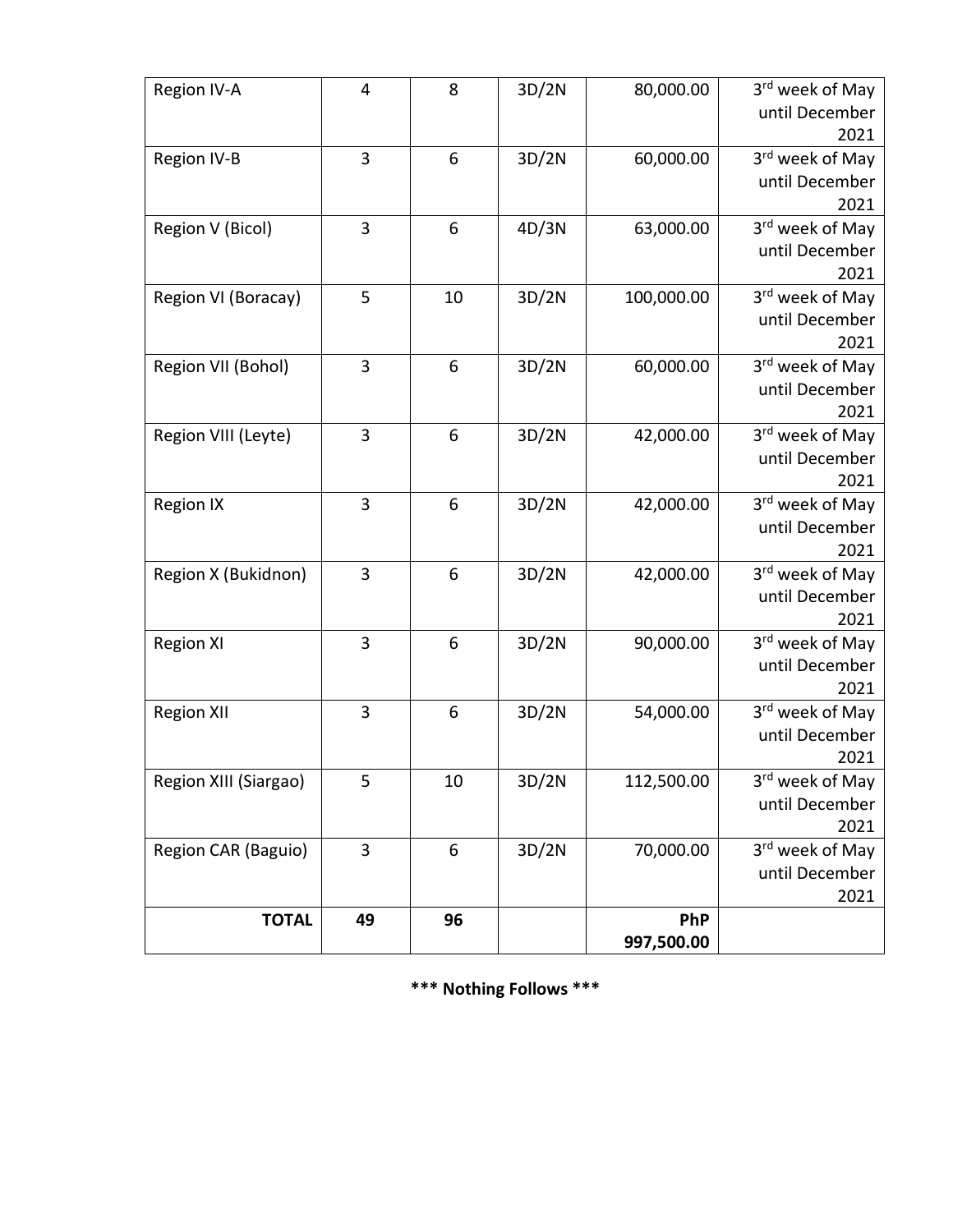| | | | | | |
|---|---|---|---|---|---|
| Region IV-A | 4 | 8 | 3D/2N | 80,000.00 | 3rd week of May until December 2021 |
| Region IV-B | 3 | 6 | 3D/2N | 60,000.00 | 3rd week of May until December 2021 |
| Region V (Bicol) | 3 | 6 | 4D/3N | 63,000.00 | 3rd week of May until December 2021 |
| Region VI (Boracay) | 5 | 10 | 3D/2N | 100,000.00 | 3rd week of May until December 2021 |
| Region VII (Bohol) | 3 | 6 | 3D/2N | 60,000.00 | 3rd week of May until December 2021 |
| Region VIII (Leyte) | 3 | 6 | 3D/2N | 42,000.00 | 3rd week of May until December 2021 |
| Region IX | 3 | 6 | 3D/2N | 42,000.00 | 3rd week of May until December 2021 |
| Region X (Bukidnon) | 3 | 6 | 3D/2N | 42,000.00 | 3rd week of May until December 2021 |
| Region XI | 3 | 6 | 3D/2N | 90,000.00 | 3rd week of May until December 2021 |
| Region XII | 3 | 6 | 3D/2N | 54,000.00 | 3rd week of May until December 2021 |
| Region XIII (Siargao) | 5 | 10 | 3D/2N | 112,500.00 | 3rd week of May until December 2021 |
| Region CAR (Baguio) | 3 | 6 | 3D/2N | 70,000.00 | 3rd week of May until December 2021 |
| **TOTAL** | **49** | **96** | | **PhP 997,500.00** | |

**\*\*\* Nothing Follows \*\*\***